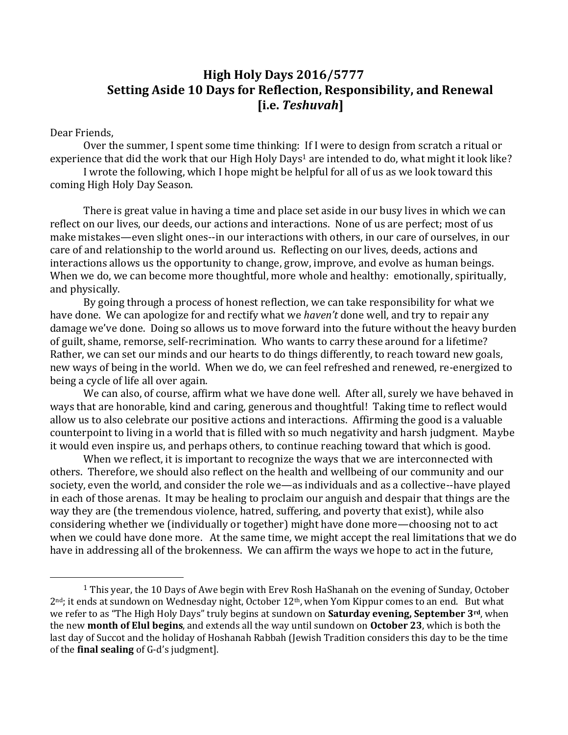# High Holy Days 2016/5777
## Setting Aside 10 Days for Reflection, Responsibility, and Renewal
## [i.e. *Teshuvah*]

Dear Friends,

Over the summer, I spent some time thinking: If I were to design from scratch a ritual or experience that did the work that our High Holy Days[1] are intended to do, what might it look like?

I wrote the following, which I hope might be helpful for all of us as we look toward this coming High Holy Day Season.

There is great value in having a time and place set aside in our busy lives in which we can reflect on our lives, our deeds, our actions and interactions. None of us are perfect; most of us make mistakes—even slight ones--in our interactions with others, in our care of ourselves, in our care of and relationship to the world around us. Reflecting on our lives, deeds, actions and interactions allows us the opportunity to change, grow, improve, and evolve as human beings. When we do, we can become more thoughtful, more whole and healthy: emotionally, spiritually, and physically.

By going through a process of honest reflection, we can take responsibility for what we have done. We can apologize for and rectify what we *haven't* done well, and try to repair any damage we've done. Doing so allows us to move forward into the future without the heavy burden of guilt, shame, remorse, self-recrimination. Who wants to carry these around for a lifetime? Rather, we can set our minds and our hearts to do things differently, to reach toward new goals, new ways of being in the world. When we do, we can feel refreshed and renewed, re-energized to being a cycle of life all over again.

We can also, of course, affirm what we have done well. After all, surely we have behaved in ways that are honorable, kind and caring, generous and thoughtful! Taking time to reflect would allow us to also celebrate our positive actions and interactions. Affirming the good is a valuable counterpoint to living in a world that is filled with so much negativity and harsh judgment. Maybe it would even inspire us, and perhaps others, to continue reaching toward that which is good.

When we reflect, it is important to recognize the ways that we are interconnected with others. Therefore, we should also reflect on the health and wellbeing of our community and our society, even the world, and consider the role we—as individuals and as a collective--have played in each of those arenas. It may be healing to proclaim our anguish and despair that things are the way they are (the tremendous violence, hatred, suffering, and poverty that exist), while also considering whether we (individually or together) might have done more—choosing not to act when we could have done more. At the same time, we might accept the real limitations that we do have in addressing all of the brokenness. We can affirm the ways we hope to act in the future,

---

[1] This year, the 10 Days of Awe begin with Erev Rosh HaShanah on the evening of Sunday, October 2nd; it ends at sundown on Wednesday night, October 12th, when Yom Kippur comes to an end. But what we refer to as "The High Holy Days" truly begins at sundown on **Saturday evening, September 3rd**, when the new **month of Elul begins**, and extends all the way until sundown on **October 23**, which is both the last day of Succot and the holiday of Hoshanah Rabbah (Jewish Tradition considers this day to be the time of the **final sealing** of G-d's judgment].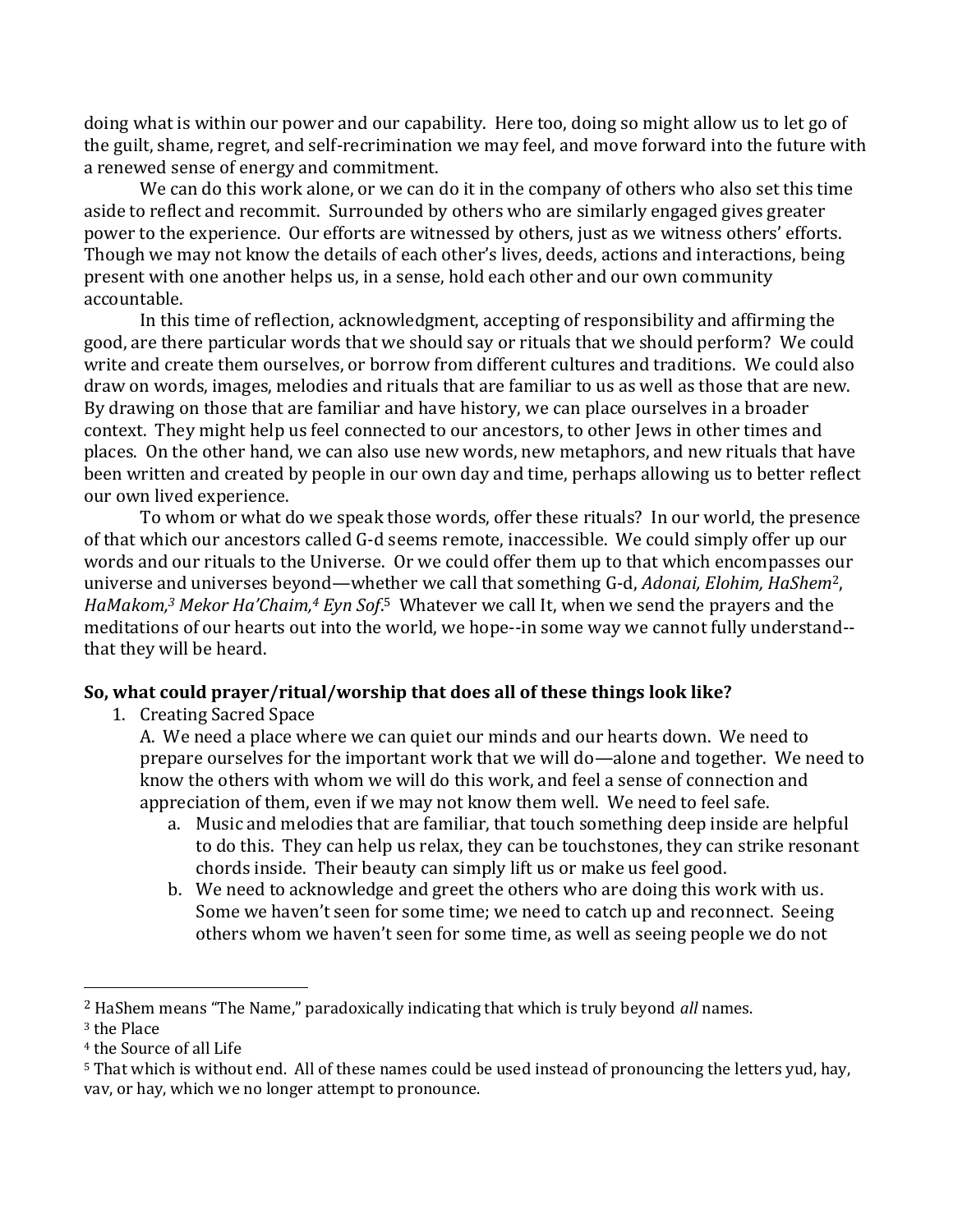doing what is within our power and our capability. Here too, doing so might allow us to let go of the guilt, shame, regret, and self-recrimination we may feel, and move forward into the future with a renewed sense of energy and commitment.

We can do this work alone, or we can do it in the company of others who also set this time aside to reflect and recommit. Surrounded by others who are similarly engaged gives greater power to the experience. Our efforts are witnessed by others, just as we witness others' efforts. Though we may not know the details of each other's lives, deeds, actions and interactions, being present with one another helps us, in a sense, hold each other and our own community accountable.

In this time of reflection, acknowledgment, accepting of responsibility and affirming the good, are there particular words that we should say or rituals that we should perform? We could write and create them ourselves, or borrow from different cultures and traditions. We could also draw on words, images, melodies and rituals that are familiar to us as well as those that are new. By drawing on those that are familiar and have history, we can place ourselves in a broader context. They might help us feel connected to our ancestors, to other Jews in other times and places. On the other hand, we can also use new words, new metaphors, and new rituals that have been written and created by people in our own day and time, perhaps allowing us to better reflect our own lived experience.

To whom or what do we speak those words, offer these rituals? In our world, the presence of that which our ancestors called G-d seems remote, inaccessible. We could simply offer up our words and our rituals to the Universe. Or we could offer them up to that which encompasses our universe and universes beyond—whether we call that something G-d, *Adonai, Elohim, HaShem*[2], *HaMakom,*[3] *Mekor Ha'Chaim,*[4] *Eyn Sof*.[5] Whatever we call It, when we send the prayers and the meditations of our hearts out into the world, we hope--in some way we cannot fully understand--that they will be heard.

**So, what could prayer/ritual/worship that does all of these things look like?**

1. Creating Sacred Space

   A. We need a place where we can quiet our minds and our hearts down. We need to prepare ourselves for the important work that we will do—alone and together. We need to know the others with whom we will do this work, and feel a sense of connection and appreciation of them, even if we may not know them well. We need to feel safe.

   a. Music and melodies that are familiar, that touch something deep inside are helpful to do this. They can help us relax, they can be touchstones, they can strike resonant chords inside. Their beauty can simply lift us or make us feel good.

   b. We need to acknowledge and greet the others who are doing this work with us. Some we haven't seen for some time; we need to catch up and reconnect. Seeing others whom we haven't seen for some time, as well as seeing people we do not

---

[2] HaShem means "The Name," paradoxically indicating that which is truly beyond *all* names.

[3] the Place

[4] the Source of all Life

[5] That which is without end. All of these names could be used instead of pronouncing the letters yud, hay, vav, or hay, which we no longer attempt to pronounce.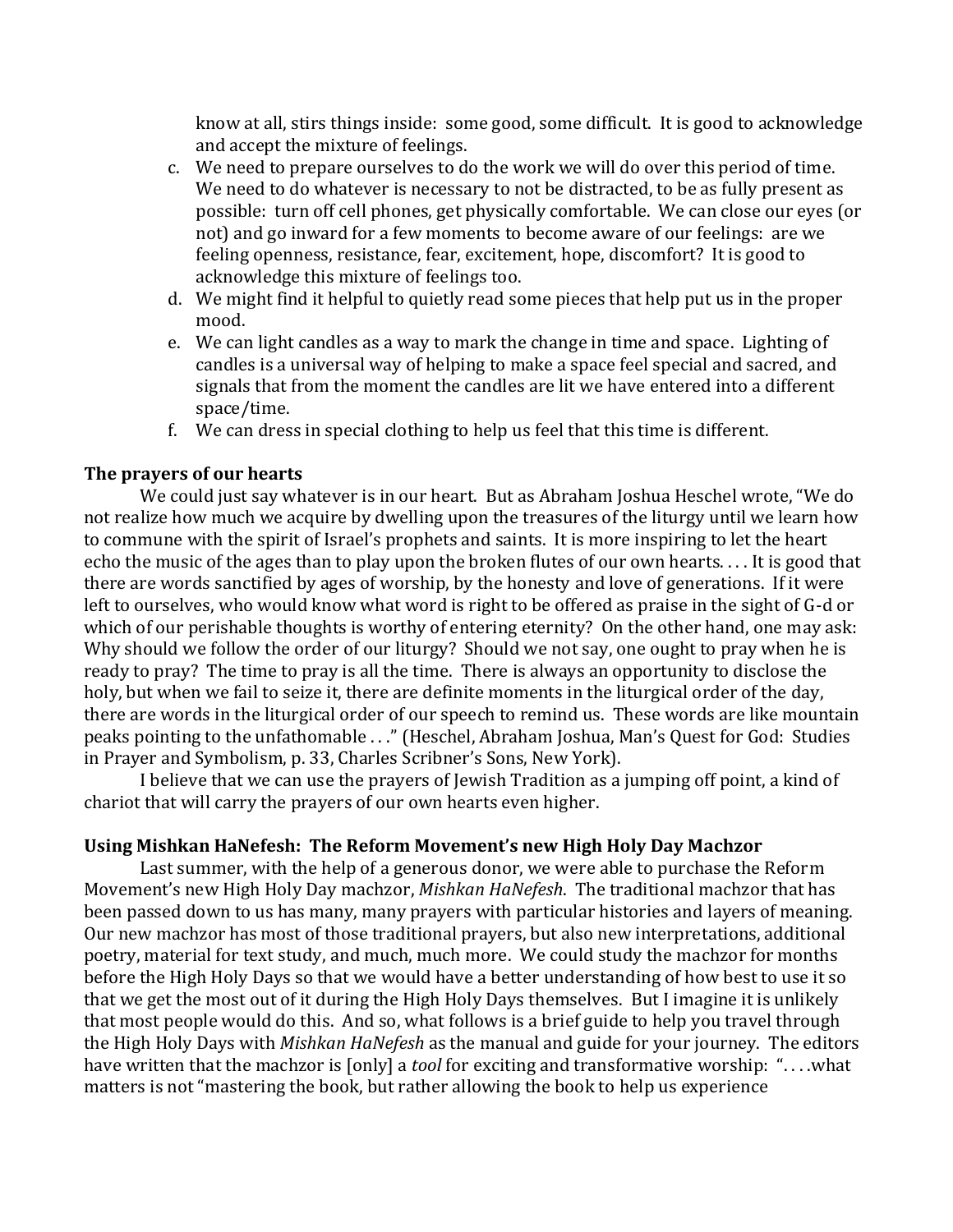know at all, stirs things inside: some good, some difficult. It is good to acknowledge and accept the mixture of feelings.

c. We need to prepare ourselves to do the work we will do over this period of time. We need to do whatever is necessary to not be distracted, to be as fully present as possible: turn off cell phones, get physically comfortable. We can close our eyes (or not) and go inward for a few moments to become aware of our feelings: are we feeling openness, resistance, fear, excitement, hope, discomfort? It is good to acknowledge this mixture of feelings too.
d. We might find it helpful to quietly read some pieces that help put us in the proper mood.
e. We can light candles as a way to mark the change in time and space. Lighting of candles is a universal way of helping to make a space feel special and sacred, and signals that from the moment the candles are lit we have entered into a different space/time.
f. We can dress in special clothing to help us feel that this time is different.

**The prayers of our hearts**

We could just say whatever is in our heart. But as Abraham Joshua Heschel wrote, "We do not realize how much we acquire by dwelling upon the treasures of the liturgy until we learn how to commune with the spirit of Israel's prophets and saints. It is more inspiring to let the heart echo the music of the ages than to play upon the broken flutes of our own hearts. . . . It is good that there are words sanctified by ages of worship, by the honesty and love of generations. If it were left to ourselves, who would know what word is right to be offered as praise in the sight of G-d or which of our perishable thoughts is worthy of entering eternity? On the other hand, one may ask: Why should we follow the order of our liturgy? Should we not say, one ought to pray when he is ready to pray? The time to pray is all the time. There is always an opportunity to disclose the holy, but when we fail to seize it, there are definite moments in the liturgical order of the day, there are words in the liturgical order of our speech to remind us. These words are like mountain peaks pointing to the unfathomable . . ." (Heschel, Abraham Joshua, Man's Quest for God: Studies in Prayer and Symbolism, p. 33, Charles Scribner's Sons, New York).

I believe that we can use the prayers of Jewish Tradition as a jumping off point, a kind of chariot that will carry the prayers of our own hearts even higher.

**Using Mishkan HaNefesh: The Reform Movement's new High Holy Day Machzor**

Last summer, with the help of a generous donor, we were able to purchase the Reform Movement's new High Holy Day machzor, *Mishkan HaNefesh*. The traditional machzor that has been passed down to us has many, many prayers with particular histories and layers of meaning. Our new machzor has most of those traditional prayers, but also new interpretations, additional poetry, material for text study, and much, much more. We could study the machzor for months before the High Holy Days so that we would have a better understanding of how best to use it so that we get the most out of it during the High Holy Days themselves. But I imagine it is unlikely that most people would do this. And so, what follows is a brief guide to help you travel through the High Holy Days with *Mishkan HaNefesh* as the manual and guide for your journey. The editors have written that the machzor is [only] a *tool* for exciting and transformative worship: ". . . .what matters is not "mastering the book, but rather allowing the book to help us experience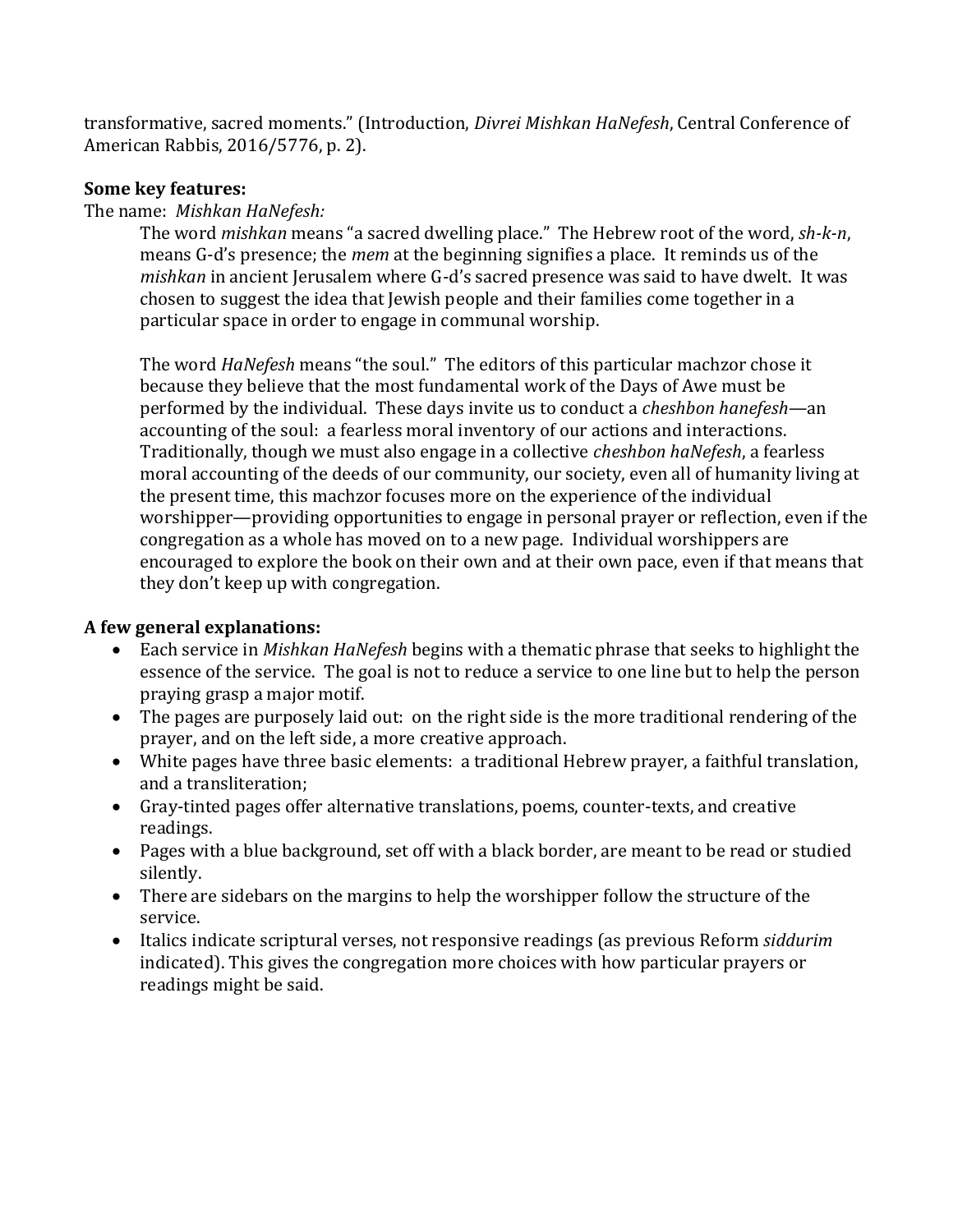transformative, sacred moments." (Introduction, *Divrei Mishkan HaNefesh*, Central Conference of American Rabbis, 2016/5776, p. 2).

**Some key features:**

The name: *Mishkan HaNefesh:*

The word *mishkan* means "a sacred dwelling place." The Hebrew root of the word, *sh-k-n*, means G-d's presence; the *mem* at the beginning signifies a place. It reminds us of the *mishkan* in ancient Jerusalem where G-d's sacred presence was said to have dwelt. It was chosen to suggest the idea that Jewish people and their families come together in a particular space in order to engage in communal worship.

The word *HaNefesh* means "the soul." The editors of this particular machzor chose it because they believe that the most fundamental work of the Days of Awe must be performed by the individual. These days invite us to conduct a *cheshbon hanefesh*—an accounting of the soul: a fearless moral inventory of our actions and interactions. Traditionally, though we must also engage in a collective *cheshbon haNefesh*, a fearless moral accounting of the deeds of our community, our society, even all of humanity living at the present time, this machzor focuses more on the experience of the individual worshipper—providing opportunities to engage in personal prayer or reflection, even if the congregation as a whole has moved on to a new page. Individual worshippers are encouraged to explore the book on their own and at their own pace, even if that means that they don't keep up with congregation.

**A few general explanations:**

- Each service in *Mishkan HaNefesh* begins with a thematic phrase that seeks to highlight the essence of the service. The goal is not to reduce a service to one line but to help the person praying grasp a major motif.
- The pages are purposely laid out: on the right side is the more traditional rendering of the prayer, and on the left side, a more creative approach.
- White pages have three basic elements: a traditional Hebrew prayer, a faithful translation, and a transliteration;
- Gray-tinted pages offer alternative translations, poems, counter-texts, and creative readings.
- Pages with a blue background, set off with a black border, are meant to be read or studied silently.
- There are sidebars on the margins to help the worshipper follow the structure of the service.
- Italics indicate scriptural verses, not responsive readings (as previous Reform *siddurim* indicated). This gives the congregation more choices with how particular prayers or readings might be said.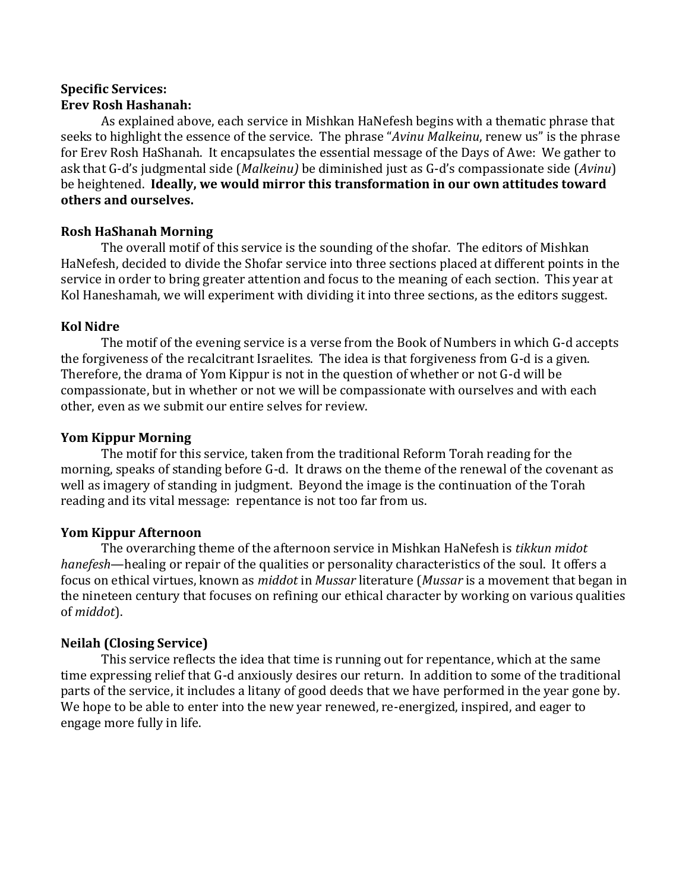**Specific Services:**

**Erev Rosh Hashanah:**

As explained above, each service in Mishkan HaNefesh begins with a thematic phrase that seeks to highlight the essence of the service. The phrase "*Avinu Malkeinu*, renew us" is the phrase for Erev Rosh HaShanah. It encapsulates the essential message of the Days of Awe: We gather to ask that G-d's judgmental side (*Malkeinu)* be diminished just as G-d's compassionate side (*Avinu*) be heightened. **Ideally, we would mirror this transformation in our own attitudes toward others and ourselves.**

**Rosh HaShanah Morning**

The overall motif of this service is the sounding of the shofar. The editors of Mishkan HaNefesh, decided to divide the Shofar service into three sections placed at different points in the service in order to bring greater attention and focus to the meaning of each section. This year at Kol Haneshamah, we will experiment with dividing it into three sections, as the editors suggest.

**Kol Nidre**

The motif of the evening service is a verse from the Book of Numbers in which G-d accepts the forgiveness of the recalcitrant Israelites. The idea is that forgiveness from G-d is a given. Therefore, the drama of Yom Kippur is not in the question of whether or not G-d will be compassionate, but in whether or not we will be compassionate with ourselves and with each other, even as we submit our entire selves for review.

**Yom Kippur Morning**

The motif for this service, taken from the traditional Reform Torah reading for the morning, speaks of standing before G-d. It draws on the theme of the renewal of the covenant as well as imagery of standing in judgment. Beyond the image is the continuation of the Torah reading and its vital message: repentance is not too far from us.

**Yom Kippur Afternoon**

The overarching theme of the afternoon service in Mishkan HaNefesh is *tikkun midot hanefesh*—healing or repair of the qualities or personality characteristics of the soul. It offers a focus on ethical virtues, known as *middot* in *Mussar* literature (*Mussar* is a movement that began in the nineteen century that focuses on refining our ethical character by working on various qualities of *middot*).

**Neilah (Closing Service)**

This service reflects the idea that time is running out for repentance, which at the same time expressing relief that G-d anxiously desires our return. In addition to some of the traditional parts of the service, it includes a litany of good deeds that we have performed in the year gone by. We hope to be able to enter into the new year renewed, re-energized, inspired, and eager to engage more fully in life.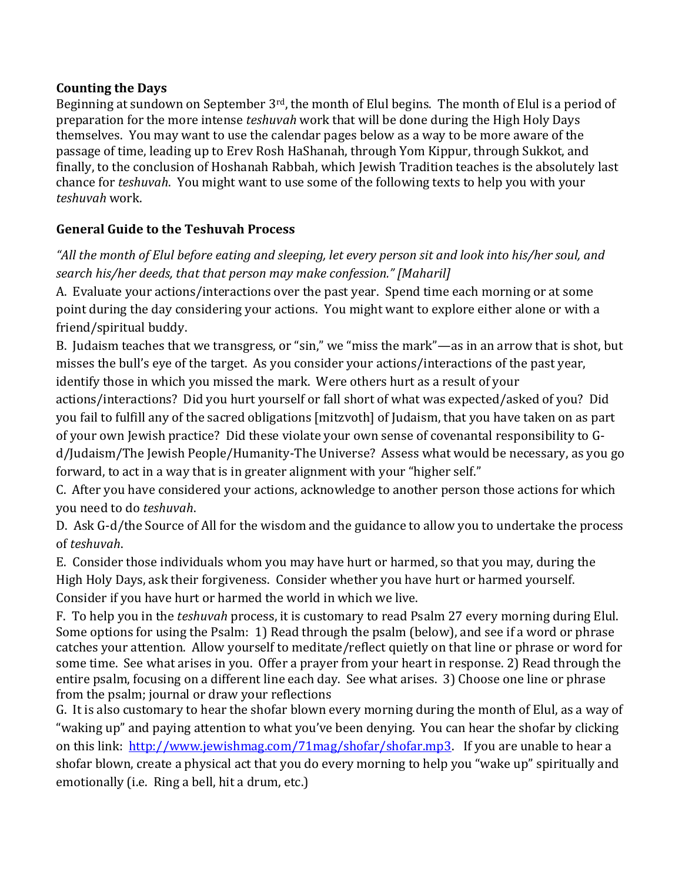**Counting the Days**

Beginning at sundown on September 3rd, the month of Elul begins. The month of Elul is a period of preparation for the more intense *teshuvah* work that will be done during the High Holy Days themselves. You may want to use the calendar pages below as a way to be more aware of the passage of time, leading up to Erev Rosh HaShanah, through Yom Kippur, through Sukkot, and finally, to the conclusion of Hoshanah Rabbah, which Jewish Tradition teaches is the absolutely last chance for *teshuvah*. You might want to use some of the following texts to help you with your *teshuvah* work.

**General Guide to the Teshuvah Process**

*"All the month of Elul before eating and sleeping, let every person sit and look into his/her soul, and search his/her deeds, that that person may make confession." [Maharil]*

A. Evaluate your actions/interactions over the past year. Spend time each morning or at some point during the day considering your actions. You might want to explore either alone or with a friend/spiritual buddy.

B. Judaism teaches that we transgress, or "sin," we "miss the mark"—as in an arrow that is shot, but misses the bull's eye of the target. As you consider your actions/interactions of the past year, identify those in which you missed the mark. Were others hurt as a result of your actions/interactions? Did you hurt yourself or fall short of what was expected/asked of you? Did you fail to fulfill any of the sacred obligations [mitzvoth] of Judaism, that you have taken on as part of your own Jewish practice? Did these violate your own sense of covenantal responsibility to G-d/Judaism/The Jewish People/Humanity-The Universe? Assess what would be necessary, as you go forward, to act in a way that is in greater alignment with your "higher self."

C. After you have considered your actions, acknowledge to another person those actions for which you need to do *teshuvah*.

D. Ask G-d/the Source of All for the wisdom and the guidance to allow you to undertake the process of *teshuvah*.

E. Consider those individuals whom you may have hurt or harmed, so that you may, during the High Holy Days, ask their forgiveness. Consider whether you have hurt or harmed yourself. Consider if you have hurt or harmed the world in which we live.

F. To help you in the *teshuvah* process, it is customary to read Psalm 27 every morning during Elul. Some options for using the Psalm: 1) Read through the psalm (below), and see if a word or phrase catches your attention. Allow yourself to meditate/reflect quietly on that line or phrase or word for some time. See what arises in you. Offer a prayer from your heart in response. 2) Read through the entire psalm, focusing on a different line each day. See what arises. 3) Choose one line or phrase from the psalm; journal or draw your reflections

G. It is also customary to hear the shofar blown every morning during the month of Elul, as a way of "waking up" and paying attention to what you've been denying. You can hear the shofar by clicking on this link: [http://www.jewishmag.com/71mag/shofar/shofar.mp3](http://www.jewishmag.com/71mag/shofar/shofar.mp3). If you are unable to hear a shofar blown, create a physical act that you do every morning to help you "wake up" spiritually and emotionally (i.e. Ring a bell, hit a drum, etc.)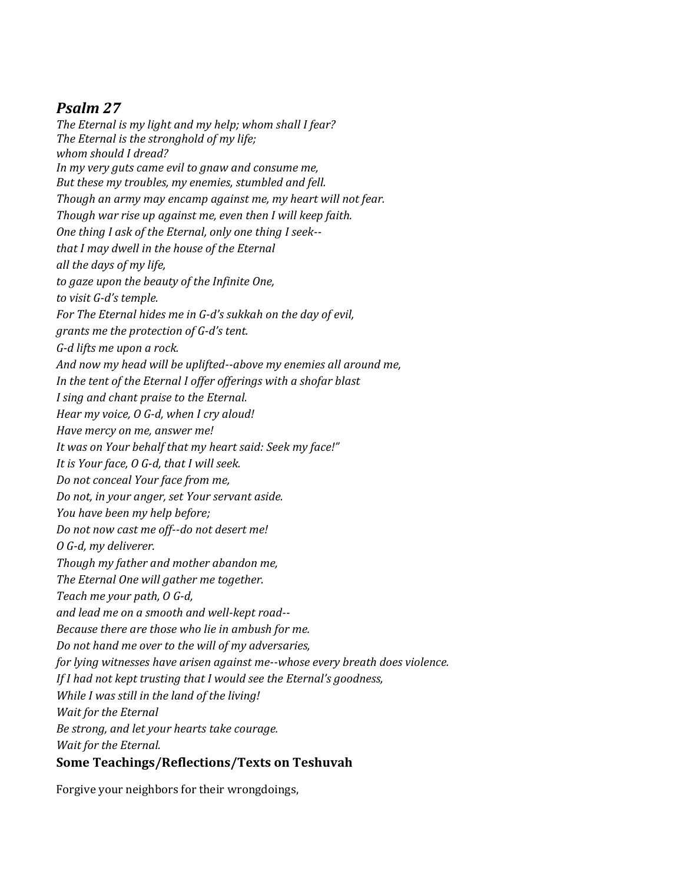## *Psalm 27*

*The Eternal is my light and my help; whom shall I fear?*
*The Eternal is the stronghold of my life;*
*whom should I dread?*
*In my very guts came evil to gnaw and consume me,*
*But these my troubles, my enemies, stumbled and fell.*
*Though an army may encamp against me, my heart will not fear.*
*Though war rise up against me, even then I will keep faith.*
*One thing I ask of the Eternal, only one thing I seek--*
*that I may dwell in the house of the Eternal*
*all the days of my life,*
*to gaze upon the beauty of the Infinite One,*
*to visit G-d's temple.*
*For The Eternal hides me in G-d's sukkah on the day of evil,*
*grants me the protection of G-d's tent.*
*G-d lifts me upon a rock.*
*And now my head will be uplifted--above my enemies all around me,*
*In the tent of the Eternal I offer offerings with a shofar blast*
*I sing and chant praise to the Eternal.*
*Hear my voice, O G-d, when I cry aloud!*
*Have mercy on me, answer me!*
*It was on Your behalf that my heart said: Seek my face!"*
*It is Your face, O G-d, that I will seek.*
*Do not conceal Your face from me,*
*Do not, in your anger, set Your servant aside.*
*You have been my help before;*
*Do not now cast me off--do not desert me!*
*O G-d, my deliverer.*
*Though my father and mother abandon me,*
*The Eternal One will gather me together.*
*Teach me your path, O G-d,*
*and lead me on a smooth and well-kept road--*
*Because there are those who lie in ambush for me.*
*Do not hand me over to the will of my adversaries,*
*for lying witnesses have arisen against me--whose every breath does violence.*
*If I had not kept trusting that I would see the Eternal's goodness,*
*While I was still in the land of the living!*
*Wait for the Eternal*
*Be strong, and let your hearts take courage.*
*Wait for the Eternal.*

### Some Teachings/Reflections/Texts on Teshuvah

Forgive your neighbors for their wrongdoings,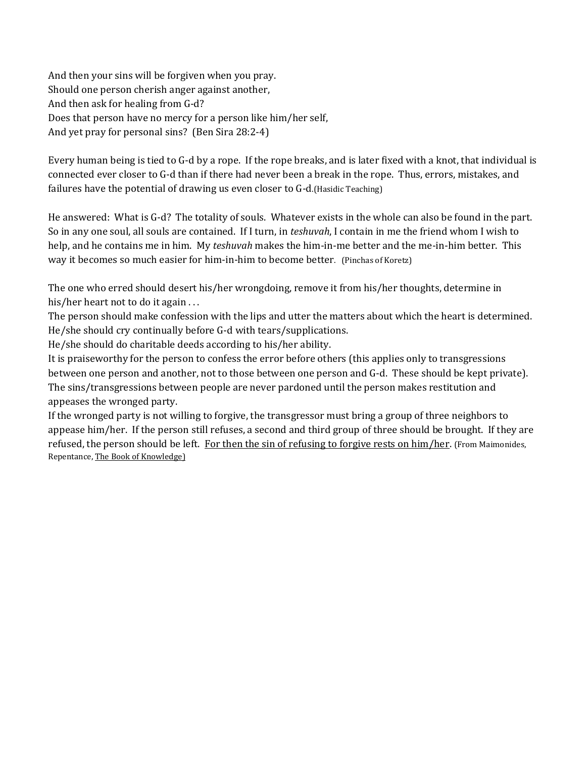And then your sins will be forgiven when you pray.  
Should one person cherish anger against another,  
And then ask for healing from G-d?  
Does that person have no mercy for a person like him/her self,  
And yet pray for personal sins? (Ben Sira 28:2-4)

Every human being is tied to G-d by a rope. If the rope breaks, and is later fixed with a knot, that individual is connected ever closer to G-d than if there had never been a break in the rope. Thus, errors, mistakes, and failures have the potential of drawing us even closer to G-d.(Hasidic Teaching)

He answered: What is G-d? The totality of souls. Whatever exists in the whole can also be found in the part. So in any one soul, all souls are contained. If I turn, in *teshuvah*, I contain in me the friend whom I wish to help, and he contains me in him. My *teshuvah* makes the him-in-me better and the me-in-him better. This way it becomes so much easier for him-in-him to become better. (Pinchas of Koretz)

The one who erred should desert his/her wrongdoing, remove it from his/her thoughts, determine in his/her heart not to do it again . . .  
The person should make confession with the lips and utter the matters about which the heart is determined.  
He/she should cry continually before G-d with tears/supplications.  
He/she should do charitable deeds according to his/her ability.  
It is praiseworthy for the person to confess the error before others (this applies only to transgressions between one person and another, not to those between one person and G-d. These should be kept private).  
The sins/transgressions between people are never pardoned until the person makes restitution and appeases the wronged party.  
If the wronged party is not willing to forgive, the transgressor must bring a group of three neighbors to appease him/her. If the person still refuses, a second and third group of three should be brought. If they are refused, the person should be left. <u>For then the sin of refusing to forgive rests on him/her</u>. (From Maimonides, Repentance, <u>The Book of Knowledge</u>)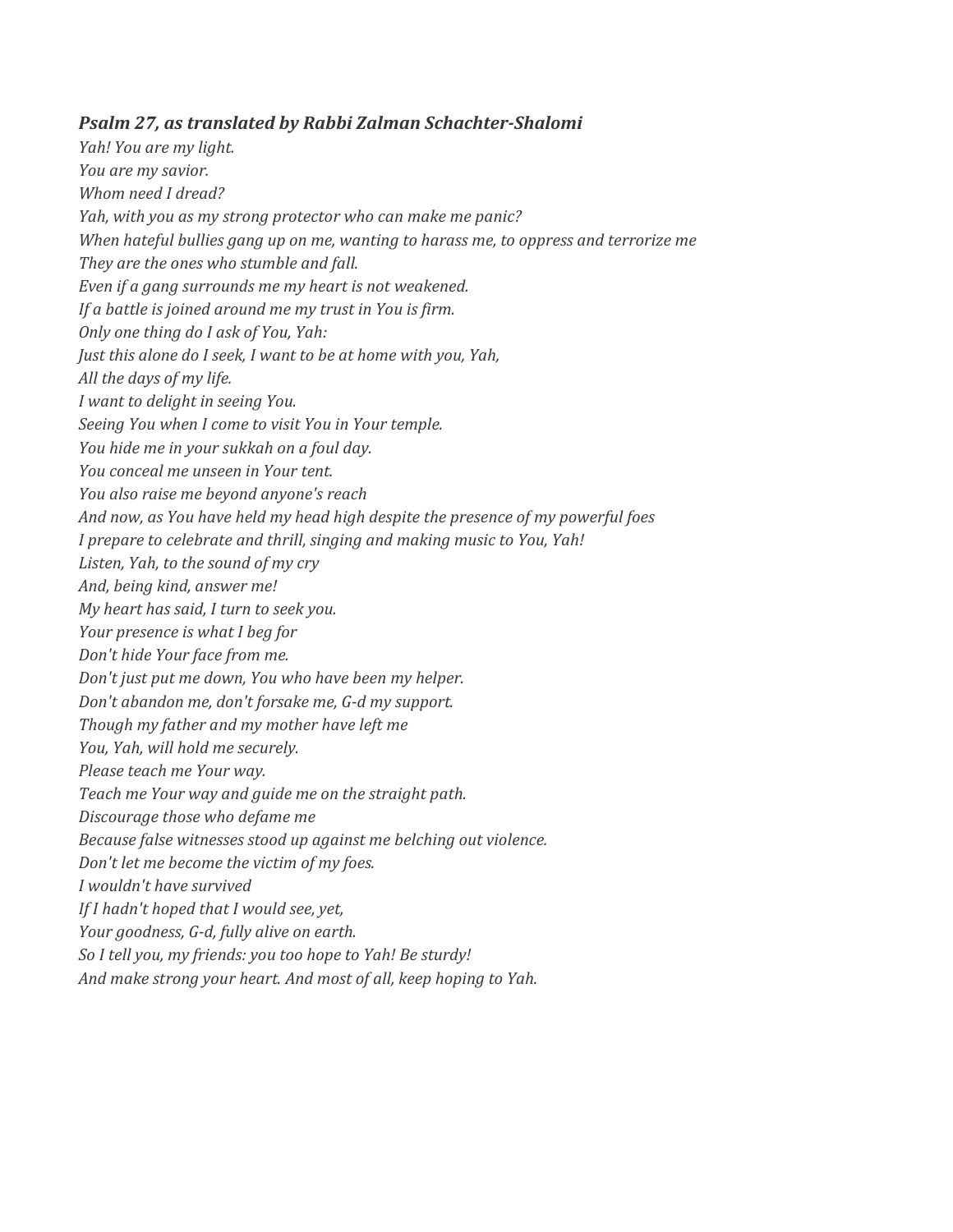***Psalm 27, as translated by Rabbi Zalman Schachter-Shalomi***

*Yah! You are my light.*
*You are my savior.*
*Whom need I dread?*
*Yah, with you as my strong protector who can make me panic?*
*When hateful bullies gang up on me, wanting to harass me, to oppress and terrorize me*
*They are the ones who stumble and fall.*
*Even if a gang surrounds me my heart is not weakened.*
*If a battle is joined around me my trust in You is firm.*
*Only one thing do I ask of You, Yah:*
*Just this alone do I seek, I want to be at home with you, Yah,*
*All the days of my life.*
*I want to delight in seeing You.*
*Seeing You when I come to visit You in Your temple.*
*You hide me in your sukkah on a foul day.*
*You conceal me unseen in Your tent.*
*You also raise me beyond anyone's reach*
*And now, as You have held my head high despite the presence of my powerful foes*
*I prepare to celebrate and thrill, singing and making music to You, Yah!*
*Listen, Yah, to the sound of my cry*
*And, being kind, answer me!*
*My heart has said, I turn to seek you.*
*Your presence is what I beg for*
*Don't hide Your face from me.*
*Don't just put me down, You who have been my helper.*
*Don't abandon me, don't forsake me, G-d my support.*
*Though my father and my mother have left me*
*You, Yah, will hold me securely.*
*Please teach me Your way.*
*Teach me Your way and guide me on the straight path.*
*Discourage those who defame me*
*Because false witnesses stood up against me belching out violence.*
*Don't let me become the victim of my foes.*
*I wouldn't have survived*
*If I hadn't hoped that I would see, yet,*
*Your goodness, G-d, fully alive on earth.*
*So I tell you, my friends: you too hope to Yah! Be sturdy!*
*And make strong your heart. And most of all, keep hoping to Yah.*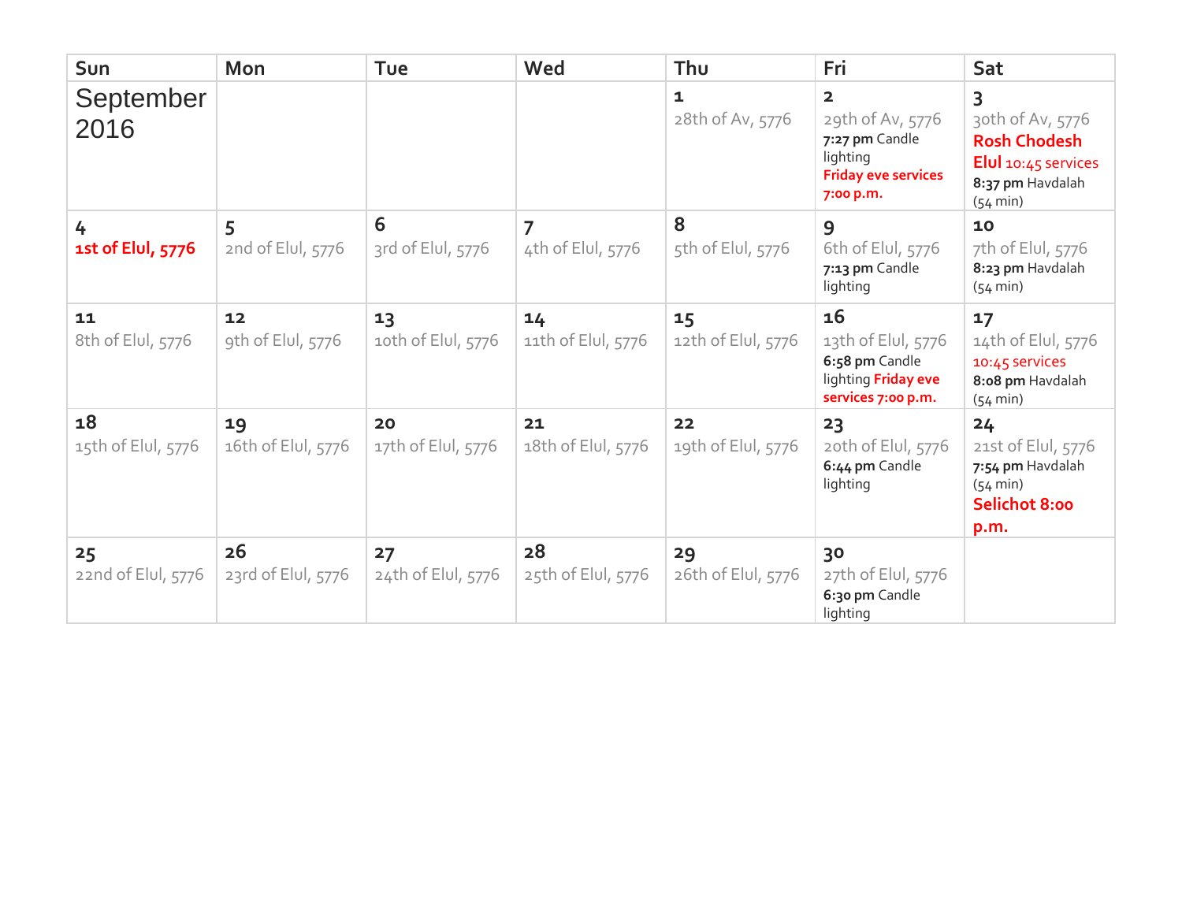| Sun | Mon | Tue | Wed | Thu | Fri | Sat |
|---|---|---|---|---|---|---|
| September 2016 | | | | 1<br>28th of Av, 5776 | 2<br>29th of Av, 5776<br>**7:27 pm** Candle lighting<br>**Friday eve services 7:00 p.m.** | 3<br>30th of Av, 5776<br>**Rosh Chodesh Elul** 10:45 services<br>**8:37 pm** Havdalah (54 min) |
| 4<br>**1st of Elul, 5776** | 5<br>2nd of Elul, 5776 | 6<br>3rd of Elul, 5776 | 7<br>4th of Elul, 5776 | 8<br>5th of Elul, 5776 | 9<br>6th of Elul, 5776<br>**7:13 pm** Candle lighting | 10<br>7th of Elul, 5776<br>**8:23 pm** Havdalah (54 min) |
| 11<br>8th of Elul, 5776 | 12<br>9th of Elul, 5776 | 13<br>10th of Elul, 5776 | 14<br>11th of Elul, 5776 | 15<br>12th of Elul, 5776 | 16<br>13th of Elul, 5776<br>**6:58 pm** Candle lighting **Friday eve services 7:00 p.m.** | 17<br>14th of Elul, 5776<br>10:45 services<br>**8:08 pm** Havdalah (54 min) |
| 18<br>15th of Elul, 5776 | 19<br>16th of Elul, 5776 | 20<br>17th of Elul, 5776 | 21<br>18th of Elul, 5776 | 22<br>19th of Elul, 5776 | 23<br>20th of Elul, 5776<br>**6:44 pm** Candle lighting | 24<br>21st of Elul, 5776<br>**7:54 pm** Havdalah (54 min)<br>**Selichot 8:00 p.m.** |
| 25<br>22nd of Elul, 5776 | 26<br>23rd of Elul, 5776 | 27<br>24th of Elul, 5776 | 28<br>25th of Elul, 5776 | 29<br>26th of Elul, 5776 | 30<br>27th of Elul, 5776<br>**6:30 pm** Candle lighting | |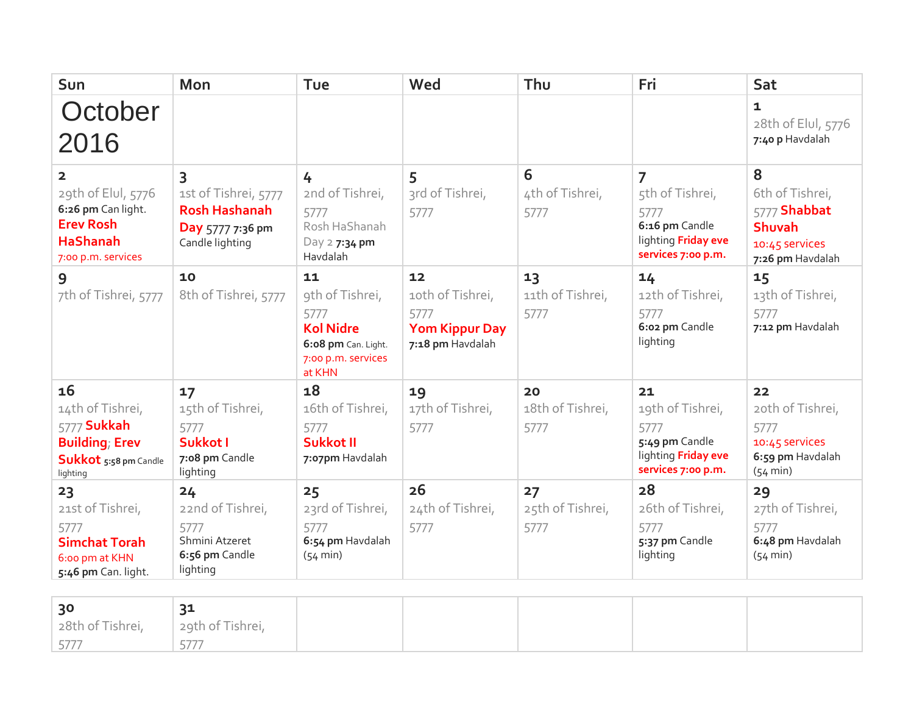| Sun | Mon | Tue | Wed | Thu | Fri | Sat |
|---|---|---|---|---|---|---|
| October 2016 | | | | | | 1<br>28th of Elul, 5776<br>**7:40 p** Havdalah |
| 2<br>29th of Elul, 5776<br>**6:26 pm** Can light.<br>**Erev Rosh HaShanah**<br>7:00 p.m. services | 3<br>1st of Tishrei, 5777<br>**Rosh Hashanah Day** 5777 **7:36 pm** Candle lighting | 4<br>2nd of Tishrei, 5777<br>Rosh HaShanah Day 2 **7:34 pm** Havdalah | 5<br>3rd of Tishrei, 5777 | 6<br>4th of Tishrei, 5777 | 7<br>5th of Tishrei, 5777<br>**6:16 pm** Candle lighting **Friday eve services 7:00 p.m.** | 8<br>6th of Tishrei, 5777 **Shabbat Shuvah**<br>10:45 services<br>**7:26 pm** Havdalah |
| 9<br>7th of Tishrei, 5777 | 10<br>8th of Tishrei, 5777 | 11<br>9th of Tishrei, 5777<br>**Kol Nidre**<br>**6:08 pm** Can. Light.<br>7:00 p.m. services at KHN | 12<br>10th of Tishrei, 5777<br>**Yom Kippur Day**<br>**7:18 pm** Havdalah | 13<br>11th of Tishrei, 5777 | 14<br>12th of Tishrei, 5777<br>**6:02 pm** Candle lighting | 15<br>13th of Tishrei, 5777<br>**7:12 pm** Havdalah |
| 16<br>14th of Tishrei, 5777 **Sukkah Building**; **Erev Sukkot** **5:58 pm** Candle lighting | 17<br>15th of Tishrei, 5777<br>**Sukkot I**<br>**7:08 pm** Candle lighting | 18<br>16th of Tishrei, 5777<br>**Sukkot II**<br>**7:07pm** Havdalah | 19<br>17th of Tishrei, 5777 | 20<br>18th of Tishrei, 5777 | 21<br>19th of Tishrei, 5777<br>**5:49 pm** Candle lighting **Friday eve services 7:00 p.m.** | 22<br>20th of Tishrei, 5777<br>10:45 services<br>**6:59 pm** Havdalah (54 min) |
| 23<br>21st of Tishrei, 5777<br>**Simchat Torah**<br>6:00 pm at KHN<br>**5:46 pm** Can. light. | 24<br>22nd of Tishrei, 5777<br>Shmini Atzeret<br>**6:56 pm** Candle lighting | 25<br>23rd of Tishrei, 5777<br>**6:54 pm** Havdalah (54 min) | 26<br>24th of Tishrei, 5777 | 27<br>25th of Tishrei, 5777 | 28<br>26th of Tishrei, 5777<br>**5:37 pm** Candle lighting | 29<br>27th of Tishrei, 5777<br>**6:48 pm** Havdalah (54 min) |
| 30<br>28th of Tishrei, 5777 | 31<br>29th of Tishrei, 5777 | | | | | |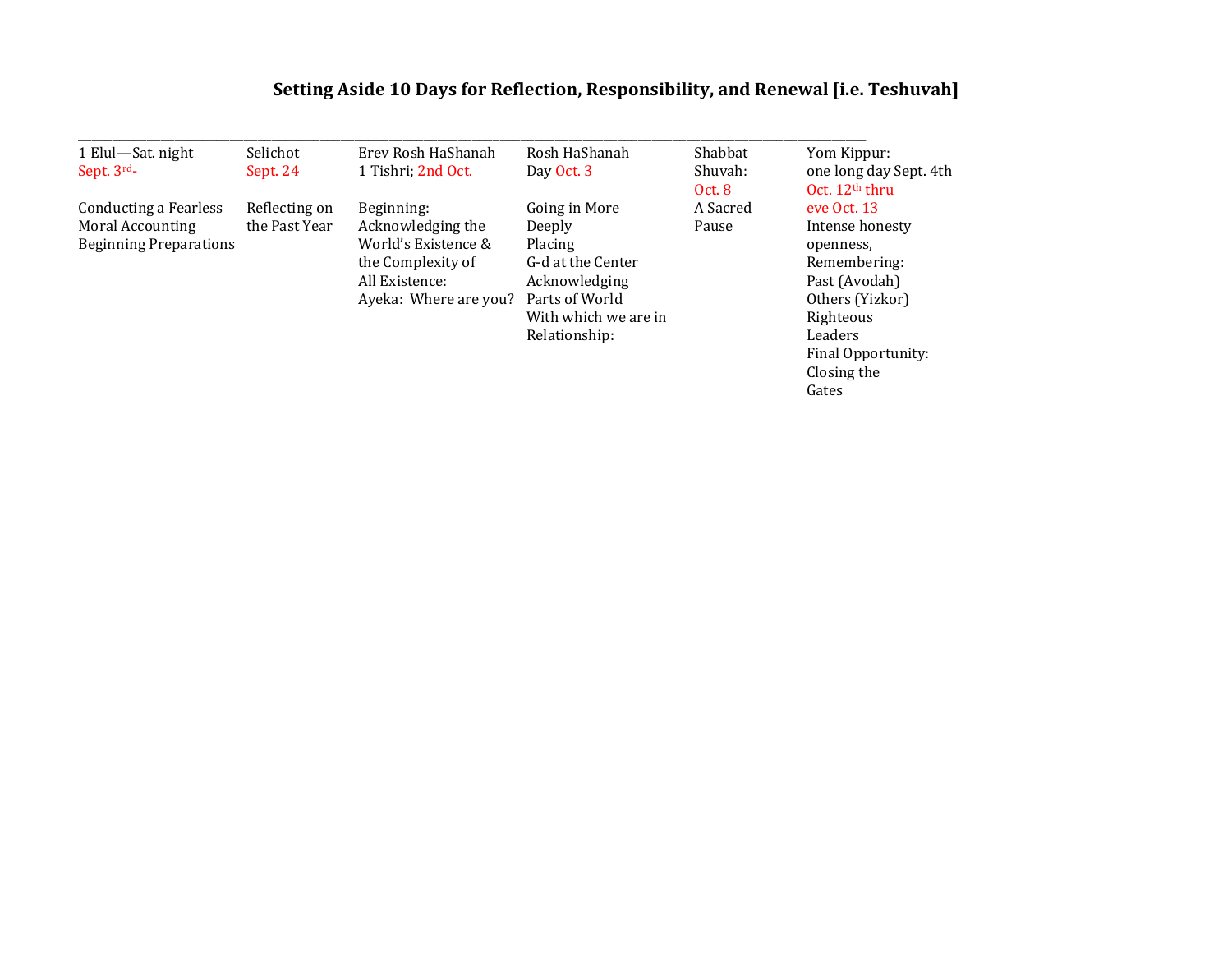**Setting Aside 10 Days for Reflection, Responsibility, and Renewal [i.e. Teshuvah]**

---

| | | | | | |
|---|---|---|---|---|---|
| 1 Elul—Sat. night Sept. 3rd- | Selichot Sept. 24 | Erev Rosh HaShanah 1 Tishri; 2nd Oct. | Rosh HaShanah Day Oct. 3 | Shabbat Shuvah: Oct. 8 | Yom Kippur: one long day Sept. 4th Oct. 12th thru eve Oct. 13 |
| Conducting a Fearless Moral Accounting Beginning Preparations | Reflecting on the Past Year | Beginning: Acknowledging the World's Existence & the Complexity of All Existence: Ayeka: Where are you? | Going in More Deeply Placing G-d at the Center Acknowledging Parts of World With which we are in Relationship: | A Sacred Pause | Intense honesty openness, Remembering: Past (Avodah) Others (Yizkor) Righteous Leaders Final Opportunity: Closing the Gates |